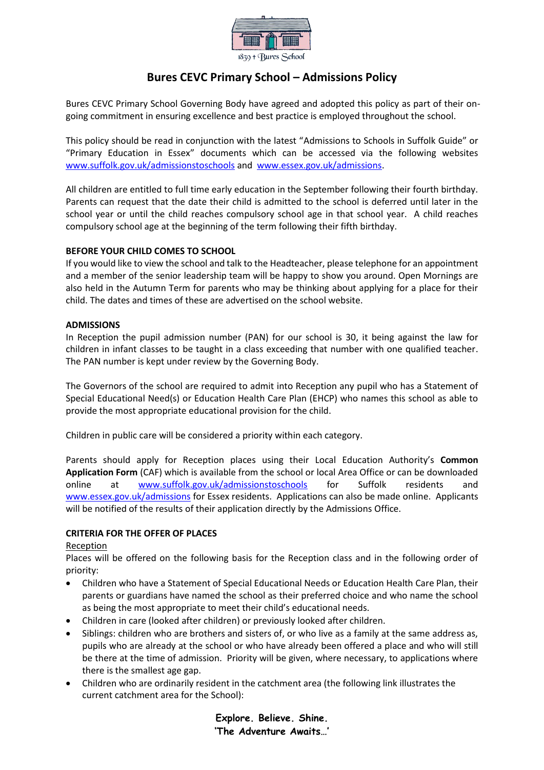1839 + Bures School

# Bures CEVC Primary School – Admissions Policy

Bures CEVC Primary School Governing Body have agreed and adopted this policy as part of their on-going commitment in ensuring excellence and best practice is employed throughout the school.

This policy should be read in conjunction with the latest "Admissions to Schools in Suffolk Guide" or "Primary Education in Essex" documents which can be accessed via the following websites www.suffolk.gov.uk/admissionstoschools and www.essex.gov.uk/admissions.

All children are entitled to full time early education in the September following their fourth birthday. Parents can request that the date their child is admitted to the school is deferred until later in the school year or until the child reaches compulsory school age in that school year. A child reaches compulsory school age at the beginning of the term following their fifth birthday.

## BEFORE YOUR CHILD COMES TO SCHOOL

If you would like to view the school and talk to the Headteacher, please telephone for an appointment and a member of the senior leadership team will be happy to show you around. Open Mornings are also held in the Autumn Term for parents who may be thinking about applying for a place for their child. The dates and times of these are advertised on the school website.

## ADMISSIONS

In Reception the pupil admission number (PAN) for our school is 30, it being against the law for children in infant classes to be taught in a class exceeding that number with one qualified teacher. The PAN number is kept under review by the Governing Body.

The Governors of the school are required to admit into Reception any pupil who has a Statement of Special Educational Need(s) or Education Health Care Plan (EHCP) who names this school as able to provide the most appropriate educational provision for the child.

Children in public care will be considered a priority within each category.

Parents should apply for Reception places using their Local Education Authority's **Common Application Form** (CAF) which is available from the school or local Area Office or can be downloaded online at www.suffolk.gov.uk/admissionstoschools for Suffolk residents and www.essex.gov.uk/admissions for Essex residents. Applications can also be made online. Applicants will be notified of the results of their application directly by the Admissions Office.

## CRITERIA FOR THE OFFER OF PLACES

Reception

Places will be offered on the following basis for the Reception class and in the following order of priority:

- Children who have a Statement of Special Educational Needs or Education Health Care Plan, their parents or guardians have named the school as their preferred choice and who name the school as being the most appropriate to meet their child's educational needs.
- Children in care (looked after children) or previously looked after children.
- Siblings: children who are brothers and sisters of, or who live as a family at the same address as, pupils who are already at the school or who have already been offered a place and who will still be there at the time of admission. Priority will be given, where necessary, to applications where there is the smallest age gap.
- Children who are ordinarily resident in the catchment area (the following link illustrates the current catchment area for the School):

**Explore. Believe. Shine.**
**'The Adventure Awaits…'**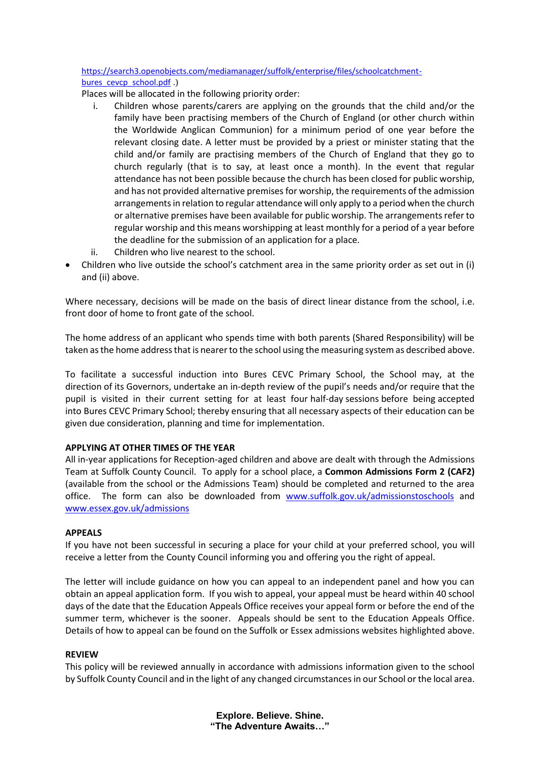https://search3.openobjects.com/mediamanager/suffolk/enterprise/files/schoolcatchment-bures_cevcp_school.pdf .)

Places will be allocated in the following priority order:

i. Children whose parents/carers are applying on the grounds that the child and/or the family have been practising members of the Church of England (or other church within the Worldwide Anglican Communion) for a minimum period of one year before the relevant closing date. A letter must be provided by a priest or minister stating that the child and/or family are practising members of the Church of England that they go to church regularly (that is to say, at least once a month). In the event that regular attendance has not been possible because the church has been closed for public worship, and has not provided alternative premises for worship, the requirements of the admission arrangements in relation to regular attendance will only apply to a period when the church or alternative premises have been available for public worship. The arrangements refer to regular worship and this means worshipping at least monthly for a period of a year before the deadline for the submission of an application for a place.

ii. Children who live nearest to the school.

- Children who live outside the school's catchment area in the same priority order as set out in (i) and (ii) above.

Where necessary, decisions will be made on the basis of direct linear distance from the school, i.e. front door of home to front gate of the school.

The home address of an applicant who spends time with both parents (Shared Responsibility) will be taken as the home address that is nearer to the school using the measuring system as described above.

To facilitate a successful induction into Bures CEVC Primary School, the School may, at the direction of its Governors, undertake an in-depth review of the pupil's needs and/or require that the pupil is visited in their current setting for at least four half-day sessions before being accepted into Bures CEVC Primary School; thereby ensuring that all necessary aspects of their education can be given due consideration, planning and time for implementation.

**APPLYING AT OTHER TIMES OF THE YEAR**

All in-year applications for Reception-aged children and above are dealt with through the Admissions Team at Suffolk County Council. To apply for a school place, a **Common Admissions Form 2 (CAF2)** (available from the school or the Admissions Team) should be completed and returned to the area office. The form can also be downloaded from www.suffolk.gov.uk/admissionstoschools and www.essex.gov.uk/admissions

**APPEALS**

If you have not been successful in securing a place for your child at your preferred school, you will receive a letter from the County Council informing you and offering you the right of appeal.

The letter will include guidance on how you can appeal to an independent panel and how you can obtain an appeal application form. If you wish to appeal, your appeal must be heard within 40 school days of the date that the Education Appeals Office receives your appeal form or before the end of the summer term, whichever is the sooner. Appeals should be sent to the Education Appeals Office. Details of how to appeal can be found on the Suffolk or Essex admissions websites highlighted above.

**REVIEW**

This policy will be reviewed annually in accordance with admissions information given to the school by Suffolk County Council and in the light of any changed circumstances in our School or the local area.